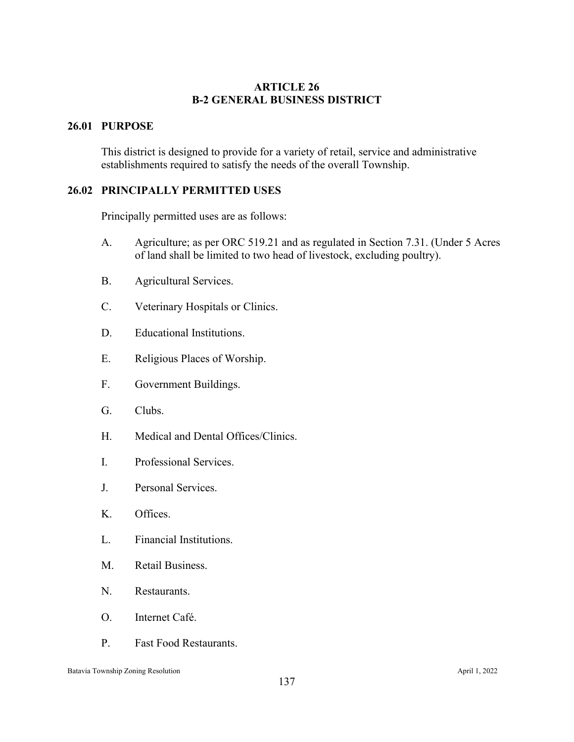# ARTICLE 26
# B-2 GENERAL BUSINESS DISTRICT

## 26.01 PURPOSE

This district is designed to provide for a variety of retail, service and administrative establishments required to satisfy the needs of the overall Township.

## 26.02 PRINCIPALLY PERMITTED USES

Principally permitted uses are as follows:

A. Agriculture; as per ORC 519.21 and as regulated in Section 7.31. (Under 5 Acres of land shall be limited to two head of livestock, excluding poultry).

B. Agricultural Services.

C. Veterinary Hospitals or Clinics.

D. Educational Institutions.

E. Religious Places of Worship.

F. Government Buildings.

G. Clubs.

H. Medical and Dental Offices/Clinics.

I. Professional Services.

J. Personal Services.

K. Offices.

L. Financial Institutions.

M. Retail Business.

N. Restaurants.

O. Internet Café.

P. Fast Food Restaurants.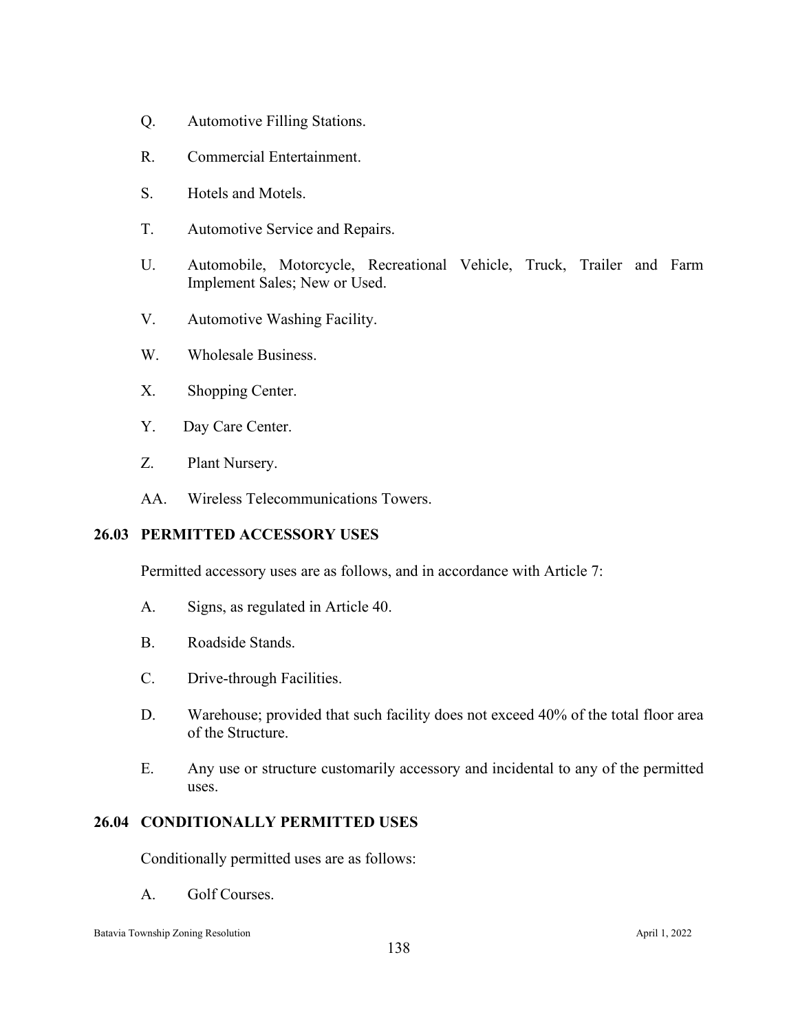Q. Automotive Filling Stations.

R. Commercial Entertainment.

S. Hotels and Motels.

T. Automotive Service and Repairs.

U. Automobile, Motorcycle, Recreational Vehicle, Truck, Trailer and Farm Implement Sales; New or Used.

V. Automotive Washing Facility.

W. Wholesale Business.

X. Shopping Center.

Y. Day Care Center.

Z. Plant Nursery.

AA. Wireless Telecommunications Towers.

## 26.03 PERMITTED ACCESSORY USES

Permitted accessory uses are as follows, and in accordance with Article 7:

A. Signs, as regulated in Article 40.

B. Roadside Stands.

C. Drive-through Facilities.

D. Warehouse; provided that such facility does not exceed 40% of the total floor area of the Structure.

E. Any use or structure customarily accessory and incidental to any of the permitted uses.

## 26.04 CONDITIONALLY PERMITTED USES

Conditionally permitted uses are as follows:

A. Golf Courses.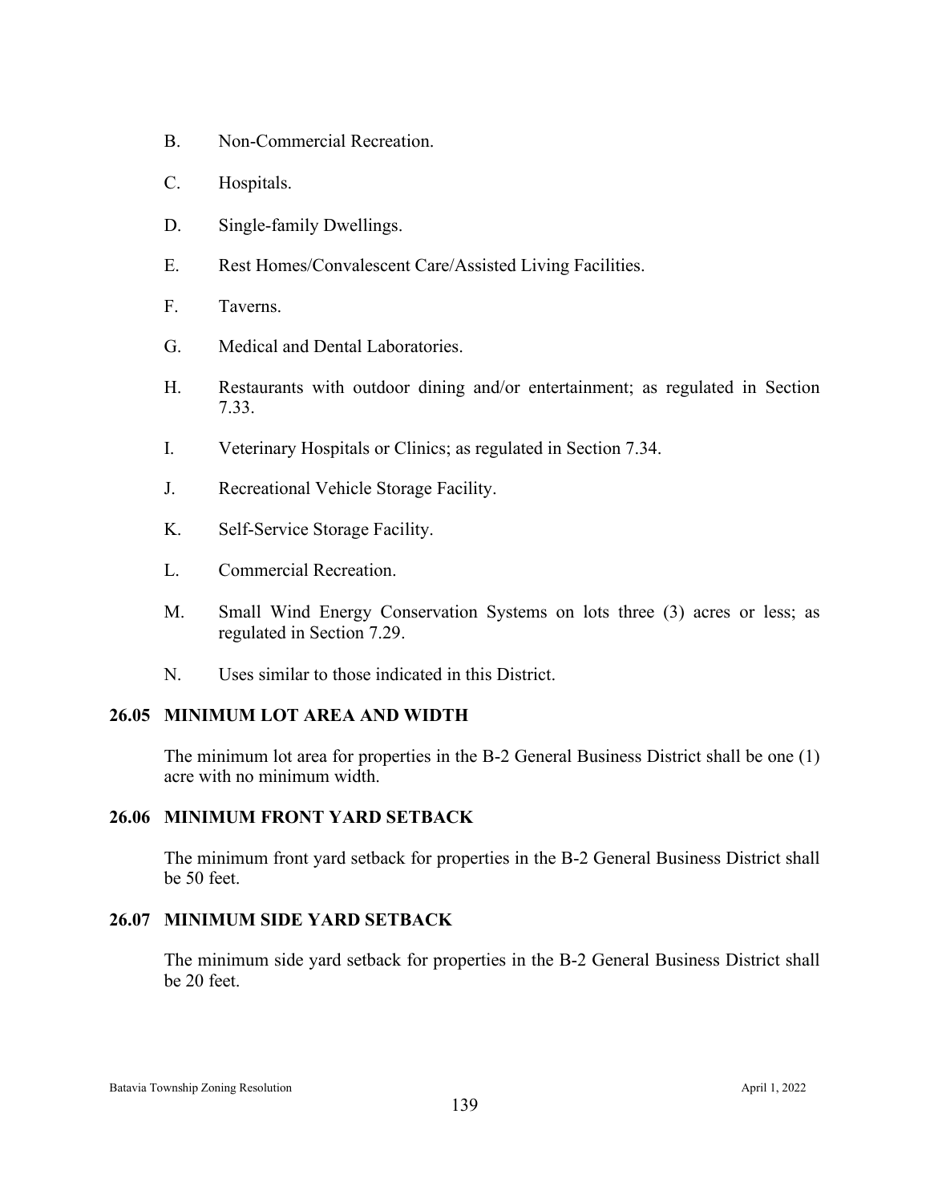B. Non-Commercial Recreation.

C. Hospitals.

D. Single-family Dwellings.

E. Rest Homes/Convalescent Care/Assisted Living Facilities.

F. Taverns.

G. Medical and Dental Laboratories.

H. Restaurants with outdoor dining and/or entertainment; as regulated in Section 7.33.

I. Veterinary Hospitals or Clinics; as regulated in Section 7.34.

J. Recreational Vehicle Storage Facility.

K. Self-Service Storage Facility.

L. Commercial Recreation.

M. Small Wind Energy Conservation Systems on lots three (3) acres or less; as regulated in Section 7.29.

N. Uses similar to those indicated in this District.

## 26.05 MINIMUM LOT AREA AND WIDTH

The minimum lot area for properties in the B-2 General Business District shall be one (1) acre with no minimum width.

## 26.06 MINIMUM FRONT YARD SETBACK

The minimum front yard setback for properties in the B-2 General Business District shall be 50 feet.

## 26.07 MINIMUM SIDE YARD SETBACK

The minimum side yard setback for properties in the B-2 General Business District shall be 20 feet.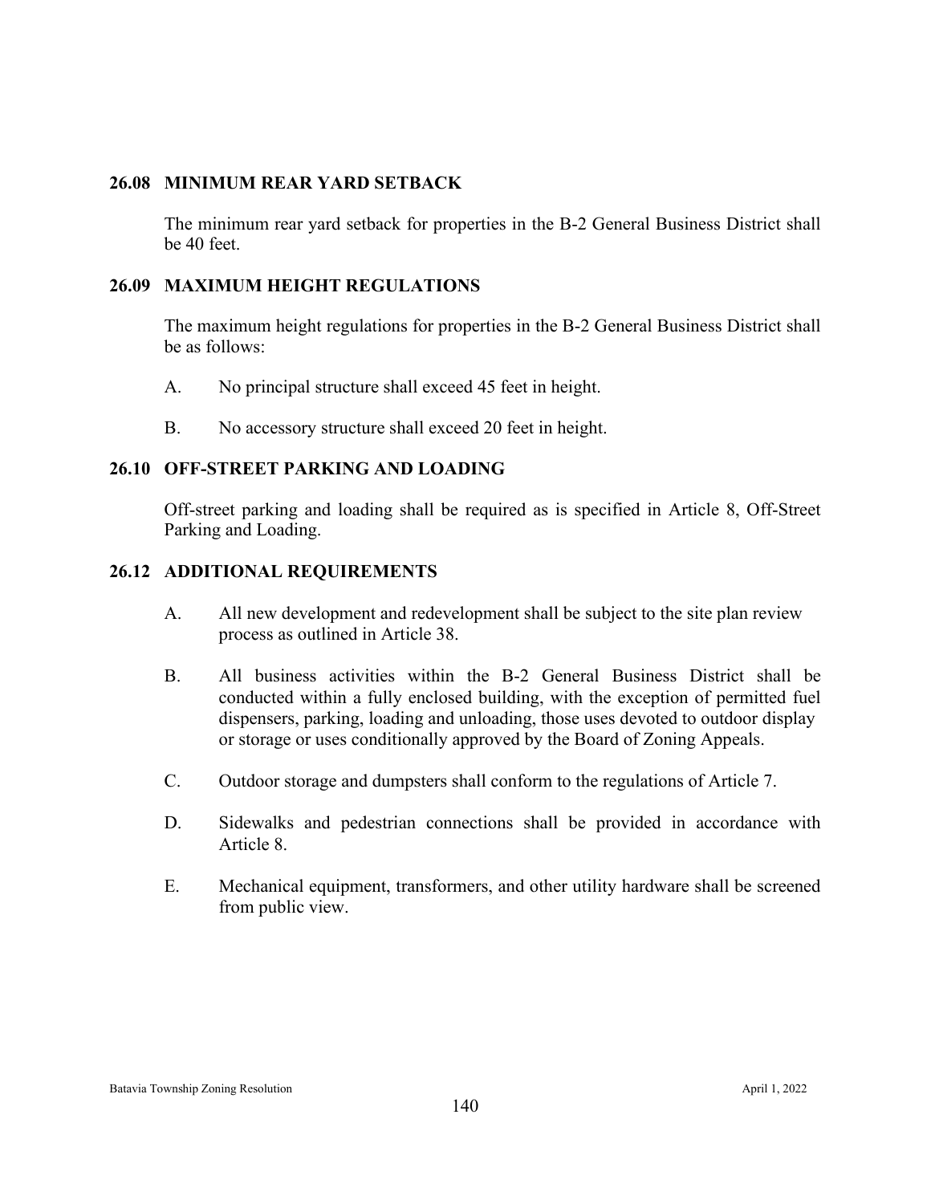### 26.08 MINIMUM REAR YARD SETBACK

The minimum rear yard setback for properties in the B-2 General Business District shall be 40 feet.

### 26.09 MAXIMUM HEIGHT REGULATIONS

The maximum height regulations for properties in the B-2 General Business District shall be as follows:

A. No principal structure shall exceed 45 feet in height.

B. No accessory structure shall exceed 20 feet in height.

### 26.10 OFF-STREET PARKING AND LOADING

Off-street parking and loading shall be required as is specified in Article 8, Off-Street Parking and Loading.

### 26.12 ADDITIONAL REQUIREMENTS

A. All new development and redevelopment shall be subject to the site plan review process as outlined in Article 38.

B. All business activities within the B-2 General Business District shall be conducted within a fully enclosed building, with the exception of permitted fuel dispensers, parking, loading and unloading, those uses devoted to outdoor display or storage or uses conditionally approved by the Board of Zoning Appeals.

C. Outdoor storage and dumpsters shall conform to the regulations of Article 7.

D. Sidewalks and pedestrian connections shall be provided in accordance with Article 8.

E. Mechanical equipment, transformers, and other utility hardware shall be screened from public view.